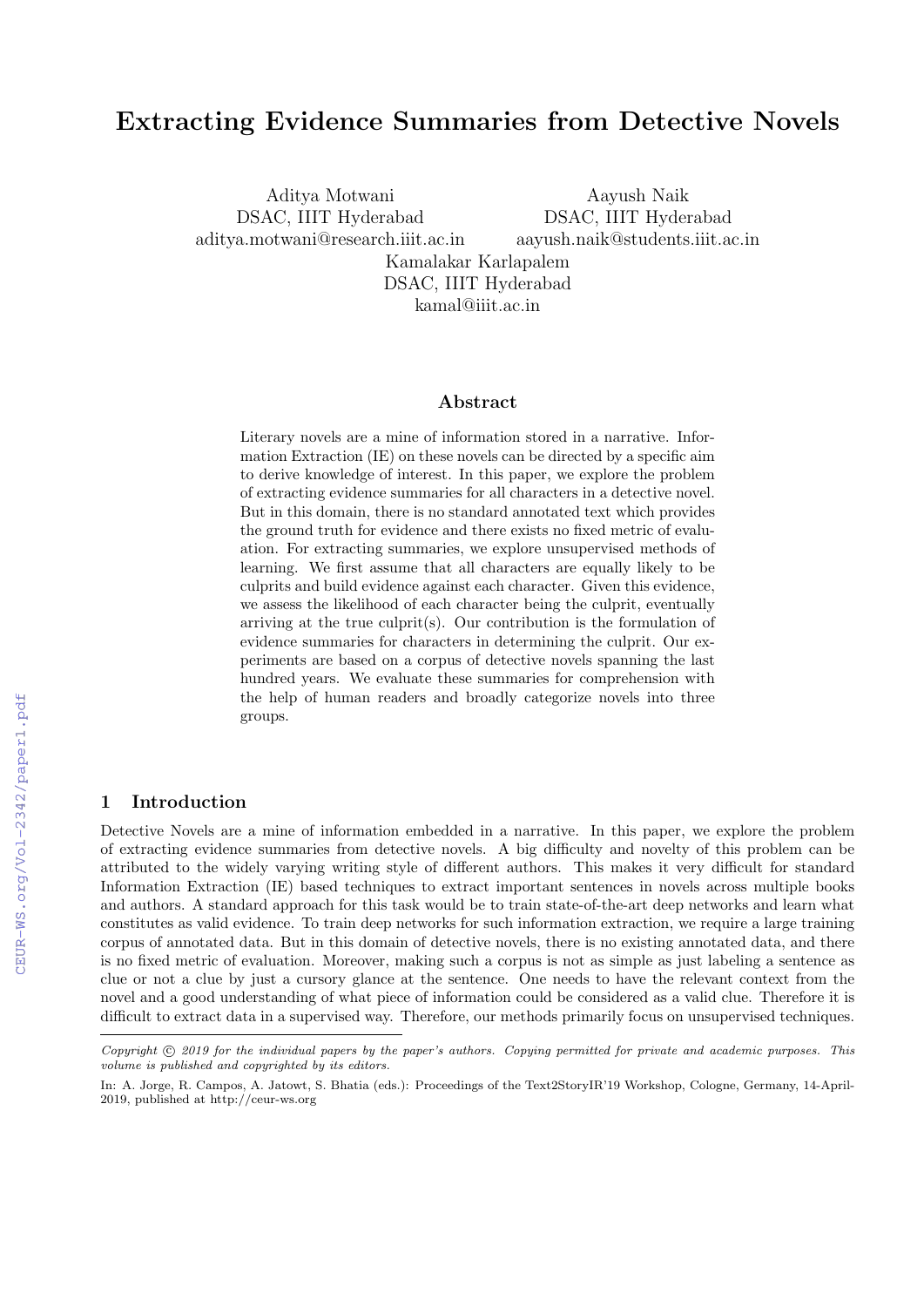# Extracting Evidence Summaries from Detective Novels

Aditya Motwani
DSAC, IIIT Hyderabad
aditya.motwani@research.iiit.ac.in

Aayush Naik
DSAC, IIIT Hyderabad
aayush.naik@students.iiit.ac.in

Kamalakar Karlapalem
DSAC, IIIT Hyderabad
kamal@iiit.ac.in

## Abstract

Literary novels are a mine of information stored in a narrative. Information Extraction (IE) on these novels can be directed by a specific aim to derive knowledge of interest. In this paper, we explore the problem of extracting evidence summaries for all characters in a detective novel. But in this domain, there is no standard annotated text which provides the ground truth for evidence and there exists no fixed metric of evaluation. For extracting summaries, we explore unsupervised methods of learning. We first assume that all characters are equally likely to be culprits and build evidence against each character. Given this evidence, we assess the likelihood of each character being the culprit, eventually arriving at the true culprit(s). Our contribution is the formulation of evidence summaries for characters in determining the culprit. Our experiments are based on a corpus of detective novels spanning the last hundred years. We evaluate these summaries for comprehension with the help of human readers and broadly categorize novels into three groups.

## 1 Introduction

Detective Novels are a mine of information embedded in a narrative. In this paper, we explore the problem of extracting evidence summaries from detective novels. A big difficulty and novelty of this problem can be attributed to the widely varying writing style of different authors. This makes it very difficult for standard Information Extraction (IE) based techniques to extract important sentences in novels across multiple books and authors. A standard approach for this task would be to train state-of-the-art deep networks and learn what constitutes as valid evidence. To train deep networks for such information extraction, we require a large training corpus of annotated data. But in this domain of detective novels, there is no existing annotated data, and there is no fixed metric of evaluation. Moreover, making such a corpus is not as simple as just labeling a sentence as clue or not a clue by just a cursory glance at the sentence. One needs to have the relevant context from the novel and a good understanding of what piece of information could be considered as a valid clue. Therefore it is difficult to extract data in a supervised way. Therefore, our methods primarily focus on unsupervised techniques.

---

*Copyright © 2019 for the individual papers by the paper's authors. Copying permitted for private and academic purposes. This volume is published and copyrighted by its editors.*

In: A. Jorge, R. Campos, A. Jatowt, S. Bhatia (eds.): Proceedings of the Text2StoryIR'19 Workshop, Cologne, Germany, 14-April-2019, published at http://ceur-ws.org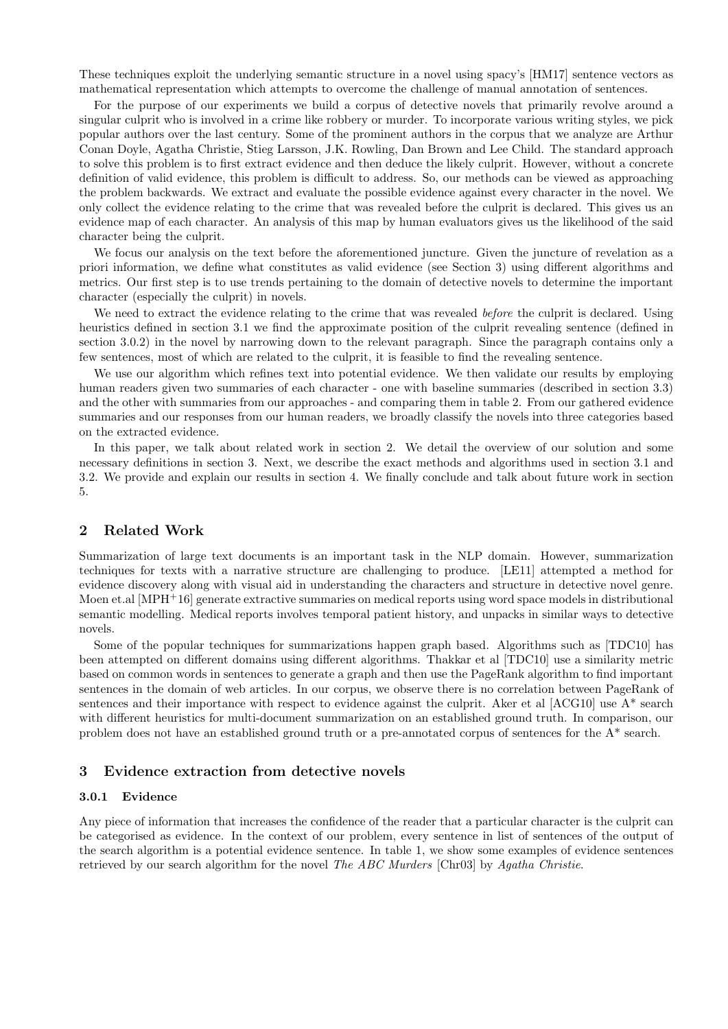These techniques exploit the underlying semantic structure in a novel using spacy's [HM17] sentence vectors as mathematical representation which attempts to overcome the challenge of manual annotation of sentences.

For the purpose of our experiments we build a corpus of detective novels that primarily revolve around a singular culprit who is involved in a crime like robbery or murder. To incorporate various writing styles, we pick popular authors over the last century. Some of the prominent authors in the corpus that we analyze are Arthur Conan Doyle, Agatha Christie, Stieg Larsson, J.K. Rowling, Dan Brown and Lee Child. The standard approach to solve this problem is to first extract evidence and then deduce the likely culprit. However, without a concrete definition of valid evidence, this problem is difficult to address. So, our methods can be viewed as approaching the problem backwards. We extract and evaluate the possible evidence against every character in the novel. We only collect the evidence relating to the crime that was revealed before the culprit is declared. This gives us an evidence map of each character. An analysis of this map by human evaluators gives us the likelihood of the said character being the culprit.

We focus our analysis on the text before the aforementioned juncture. Given the juncture of revelation as a priori information, we define what constitutes as valid evidence (see Section 3) using different algorithms and metrics. Our first step is to use trends pertaining to the domain of detective novels to determine the important character (especially the culprit) in novels.

We need to extract the evidence relating to the crime that was revealed *before* the culprit is declared. Using heuristics defined in section 3.1 we find the approximate position of the culprit revealing sentence (defined in section 3.0.2) in the novel by narrowing down to the relevant paragraph. Since the paragraph contains only a few sentences, most of which are related to the culprit, it is feasible to find the revealing sentence.

We use our algorithm which refines text into potential evidence. We then validate our results by employing human readers given two summaries of each character - one with baseline summaries (described in section 3.3) and the other with summaries from our approaches - and comparing them in table 2. From our gathered evidence summaries and our responses from our human readers, we broadly classify the novels into three categories based on the extracted evidence.

In this paper, we talk about related work in section 2. We detail the overview of our solution and some necessary definitions in section 3. Next, we describe the exact methods and algorithms used in section 3.1 and 3.2. We provide and explain our results in section 4. We finally conclude and talk about future work in section 5.

## 2 Related Work

Summarization of large text documents is an important task in the NLP domain. However, summarization techniques for texts with a narrative structure are challenging to produce. [LE11] attempted a method for evidence discovery along with visual aid in understanding the characters and structure in detective novel genre. Moen et.al [MPH+16] generate extractive summaries on medical reports using word space models in distributional semantic modelling. Medical reports involves temporal patient history, and unpacks in similar ways to detective novels.

Some of the popular techniques for summarizations happen graph based. Algorithms such as [TDC10] has been attempted on different domains using different algorithms. Thakkar et al [TDC10] use a similarity metric based on common words in sentences to generate a graph and then use the PageRank algorithm to find important sentences in the domain of web articles. In our corpus, we observe there is no correlation between PageRank of sentences and their importance with respect to evidence against the culprit. Aker et al [ACG10] use A* search with different heuristics for multi-document summarization on an established ground truth. In comparison, our problem does not have an established ground truth or a pre-annotated corpus of sentences for the A* search.

## 3 Evidence extraction from detective novels

#### 3.0.1 Evidence

Any piece of information that increases the confidence of the reader that a particular character is the culprit can be categorised as evidence. In the context of our problem, every sentence in list of sentences of the output of the search algorithm is a potential evidence sentence. In table 1, we show some examples of evidence sentences retrieved by our search algorithm for the novel *The ABC Murders* [Chr03] by *Agatha Christie*.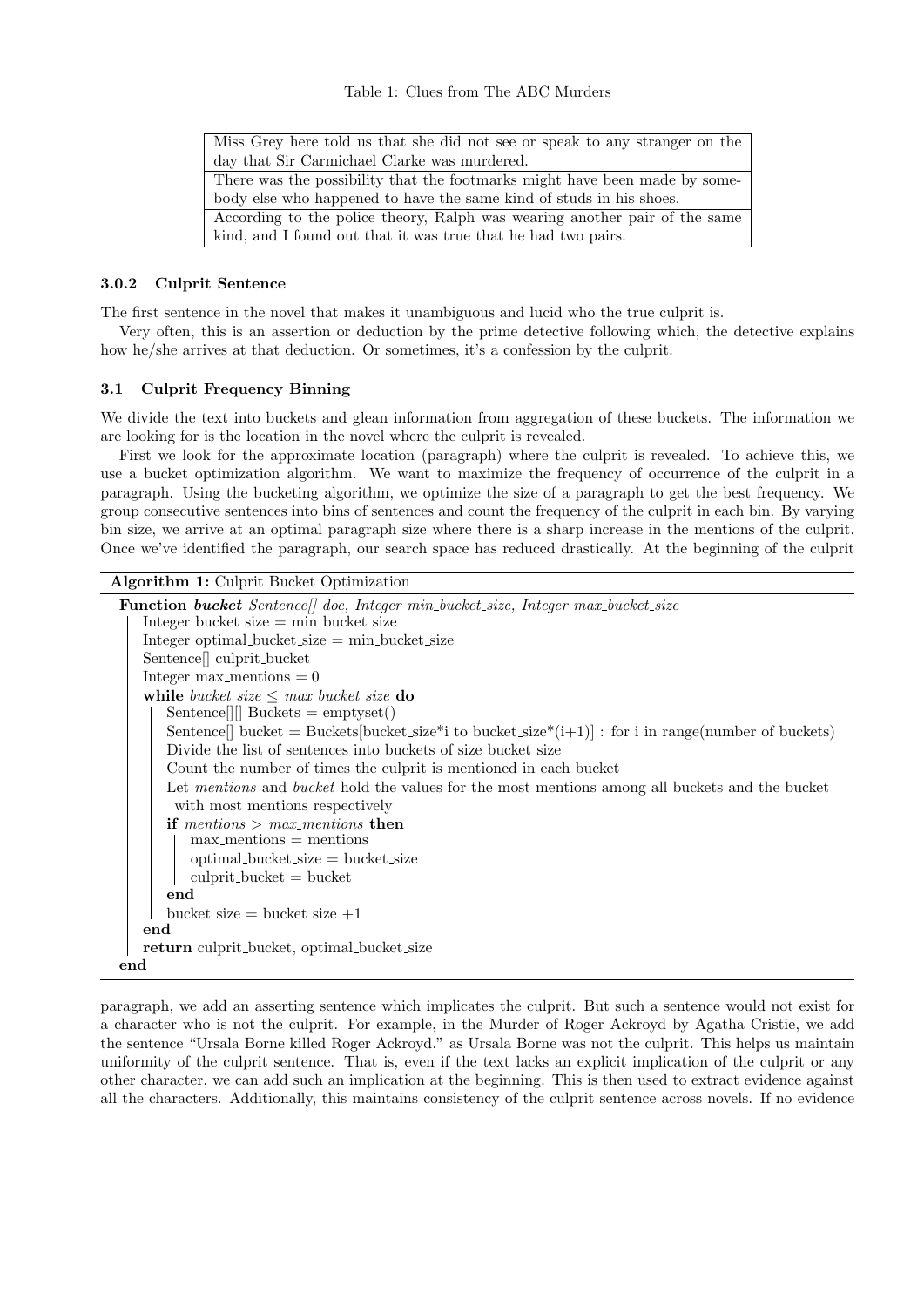Table 1: Clues from The ABC Murders

| |
|---|
| Miss Grey here told us that she did not see or speak to any stranger on the day that Sir Carmichael Clarke was murdered. |
| There was the possibility that the footmarks might have been made by somebody else who happened to have the same kind of studs in his shoes. |
| According to the police theory, Ralph was wearing another pair of the same kind, and I found out that it was true that he had two pairs. |

#### 3.0.2 Culprit Sentence

The first sentence in the novel that makes it unambiguous and lucid who the true culprit is.

Very often, this is an assertion or deduction by the prime detective following which, the detective explains how he/she arrives at that deduction. Or sometimes, it's a confession by the culprit.

### 3.1 Culprit Frequency Binning

We divide the text into buckets and glean information from aggregation of these buckets. The information we are looking for is the location in the novel where the culprit is revealed.

First we look for the approximate location (paragraph) where the culprit is revealed. To achieve this, we use a bucket optimization algorithm. We want to maximize the frequency of occurrence of the culprit in a paragraph. Using the bucketing algorithm, we optimize the size of a paragraph to get the best frequency. We group consecutive sentences into bins of sentences and count the frequency of the culprit in each bin. By varying bin size, we arrive at an optimal paragraph size where there is a sharp increase in the mentions of the culprit. Once we've identified the paragraph, our search space has reduced drastically. At the beginning of the culprit paragraph, we add an asserting sentence which implicates the culprit. But such a sentence would not exist for a character who is not the culprit. For example, in the Murder of Roger Ackroyd by Agatha Cristie, we add the sentence "Ursala Borne killed Roger Ackroyd." as Ursala Borne was not the culprit. This helps us maintain uniformity of the culprit sentence. That is, even if the text lacks an explicit implication of the culprit or any other character, we can add such an implication at the beginning. This is then used to extract evidence against all the characters. Additionally, this maintains consistency of the culprit sentence across novels. If no evidence

**Algorithm 1:** Culprit Bucket Optimization

```
Function bucket Sentence[] doc, Integer min_bucket_size, Integer max_bucket_size
    Integer bucket_size = min_bucket_size
    Integer optimal_bucket_size = min_bucket_size
    Sentence[] culprit_bucket
    Integer max_mentions = 0
    while bucket_size ≤ max_bucket_size do
        Sentence[][] Buckets = emptyset()
        Sentence[] bucket = Buckets[bucket_size*i to bucket_size*(i+1)] : for i in range(number of buckets)
        Divide the list of sentences into buckets of size bucket_size
        Count the number of times the culprit is mentioned in each bucket
        Let mentions and bucket hold the values for the most mentions among all buckets and the bucket
          with most mentions respectively
        if mentions > max_mentions then
            max_mentions = mentions
            optimal_bucket_size = bucket_size
            culprit_bucket = bucket
        end
        bucket_size = bucket_size +1
    end
    return culprit_bucket, optimal_bucket_size
end
```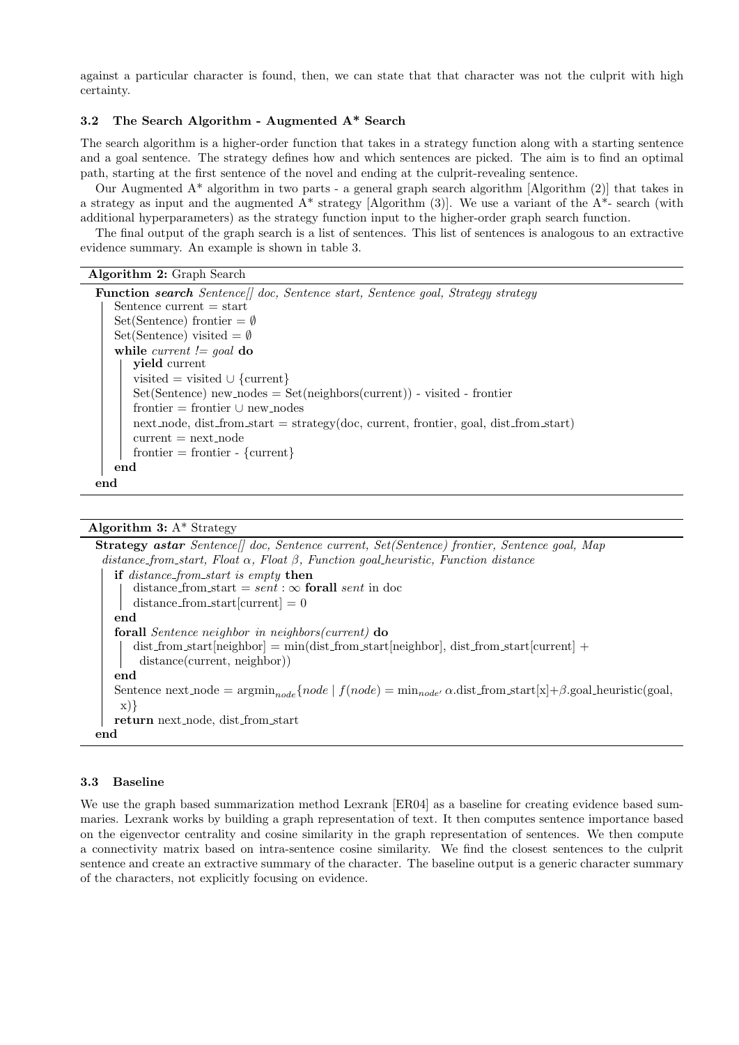against a particular character is found, then, we can state that that character was not the culprit with high certainty.

### 3.2 The Search Algorithm - Augmented A* Search

The search algorithm is a higher-order function that takes in a strategy function along with a starting sentence and a goal sentence. The strategy defines how and which sentences are picked. The aim is to find an optimal path, starting at the first sentence of the novel and ending at the culprit-revealing sentence.

Our Augmented A* algorithm in two parts - a general graph search algorithm [Algorithm (2)] that takes in a strategy as input and the augmented A* strategy [Algorithm (3)]. We use a variant of the A*- search (with additional hyperparameters) as the strategy function input to the higher-order graph search function.

The final output of the graph search is a list of sentences. This list of sentences is analogous to an extractive evidence summary. An example is shown in table 3.

**Algorithm 2:** Graph Search

```
Function search Sentence[] doc, Sentence start, Sentence goal, Strategy strategy
    Sentence current = start
    Set(Sentence) frontier = ∅
    Set(Sentence) visited = ∅
    while current != goal do
        yield current
        visited = visited ∪ {current}
        Set(Sentence) new_nodes = Set(neighbors(current)) - visited - frontier
        frontier = frontier ∪ new_nodes
        next_node, dist_from_start = strategy(doc, current, frontier, goal, dist_from_start)
        current = next_node
        frontier = frontier - {current}
    end
end
```

**Algorithm 3:** A* Strategy

```
Strategy astar Sentence[] doc, Sentence current, Set(Sentence) frontier, Sentence goal, Map
distance_from_start, Float α, Float β, Function goal_heuristic, Function distance
    if distance_from_start is empty then
        distance_from_start = sent : ∞ forall sent in doc
        distance_from_start[current] = 0
    end
    forall Sentence neighbor in neighbors(current) do
        dist_from_start[neighbor] = min(dist_from_start[neighbor], dist_from_start[current] +
          distance(current, neighbor))
    end
    Sentence next_node = argmin_node{node | f(node) = min_node' α.dist_from_start[x]+β.goal_heuristic(goal,
      x)}
    return next_node, dist_from_start
end
```

### 3.3 Baseline

We use the graph based summarization method Lexrank [ER04] as a baseline for creating evidence based summaries. Lexrank works by building a graph representation of text. It then computes sentence importance based on the eigenvector centrality and cosine similarity in the graph representation of sentences. We then compute a connectivity matrix based on intra-sentence cosine similarity. We find the closest sentences to the culprit sentence and create an extractive summary of the character. The baseline output is a generic character summary of the characters, not explicitly focusing on evidence.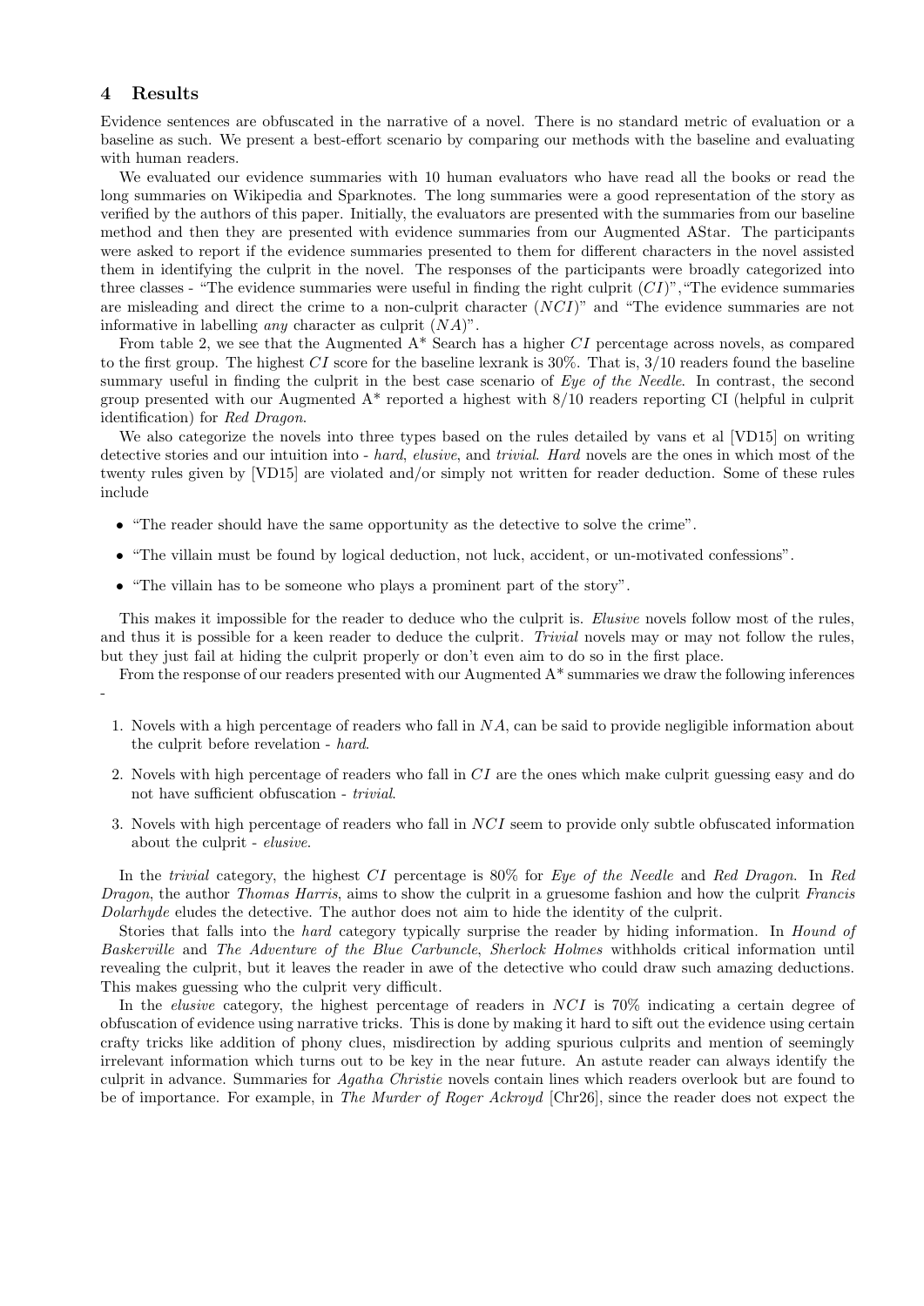## 4 Results

Evidence sentences are obfuscated in the narrative of a novel. There is no standard metric of evaluation or a baseline as such. We present a best-effort scenario by comparing our methods with the baseline and evaluating with human readers.

We evaluated our evidence summaries with 10 human evaluators who have read all the books or read the long summaries on Wikipedia and Sparknotes. The long summaries were a good representation of the story as verified by the authors of this paper. Initially, the evaluators are presented with the summaries from our baseline method and then they are presented with evidence summaries from our Augmented AStar. The participants were asked to report if the evidence summaries presented to them for different characters in the novel assisted them in identifying the culprit in the novel. The responses of the participants were broadly categorized into three classes - "The evidence summaries were useful in finding the right culprit ($CI$)","The evidence summaries are misleading and direct the crime to a non-culprit character ($NCI$)" and "The evidence summaries are not informative in labelling *any* character as culprit ($NA$)".

From table 2, we see that the Augmented A* Search has a higher $CI$ percentage across novels, as compared to the first group. The highest $CI$ score for the baseline lexrank is 30%. That is, 3/10 readers found the baseline summary useful in finding the culprit in the best case scenario of *Eye of the Needle*. In contrast, the second group presented with our Augmented A* reported a highest with 8/10 readers reporting CI (helpful in culprit identification) for *Red Dragon*.

We also categorize the novels into three types based on the rules detailed by vans et al [VD15] on writing detective stories and our intuition into - *hard*, *elusive*, and *trivial*. *Hard* novels are the ones in which most of the twenty rules given by [VD15] are violated and/or simply not written for reader deduction. Some of these rules include

- "The reader should have the same opportunity as the detective to solve the crime".
- "The villain must be found by logical deduction, not luck, accident, or un-motivated confessions".
- "The villain has to be someone who plays a prominent part of the story".

This makes it impossible for the reader to deduce who the culprit is. *Elusive* novels follow most of the rules, and thus it is possible for a keen reader to deduce the culprit. *Trivial* novels may or may not follow the rules, but they just fail at hiding the culprit properly or don't even aim to do so in the first place.

From the response of our readers presented with our Augmented A* summaries we draw the following inferences -

1. Novels with a high percentage of readers who fall in $NA$, can be said to provide negligible information about the culprit before revelation - *hard*.
2. Novels with high percentage of readers who fall in $CI$ are the ones which make culprit guessing easy and do not have sufficient obfuscation - *trivial*.
3. Novels with high percentage of readers who fall in $NCI$ seem to provide only subtle obfuscated information about the culprit - *elusive*.

In the *trivial* category, the highest $CI$ percentage is 80% for *Eye of the Needle* and *Red Dragon*. In *Red Dragon*, the author *Thomas Harris*, aims to show the culprit in a gruesome fashion and how the culprit *Francis Dolarhyde* eludes the detective. The author does not aim to hide the identity of the culprit.

Stories that falls into the *hard* category typically surprise the reader by hiding information. In *Hound of Baskerville* and *The Adventure of the Blue Carbuncle*, *Sherlock Holmes* withholds critical information until revealing the culprit, but it leaves the reader in awe of the detective who could draw such amazing deductions. This makes guessing who the culprit very difficult.

In the *elusive* category, the highest percentage of readers in $NCI$ is 70% indicating a certain degree of obfuscation of evidence using narrative tricks. This is done by making it hard to sift out the evidence using certain crafty tricks like addition of phony clues, misdirection by adding spurious culprits and mention of seemingly irrelevant information which turns out to be key in the near future. An astute reader can always identify the culprit in advance. Summaries for *Agatha Christie* novels contain lines which readers overlook but are found to be of importance. For example, in *The Murder of Roger Ackroyd* [Chr26], since the reader does not expect the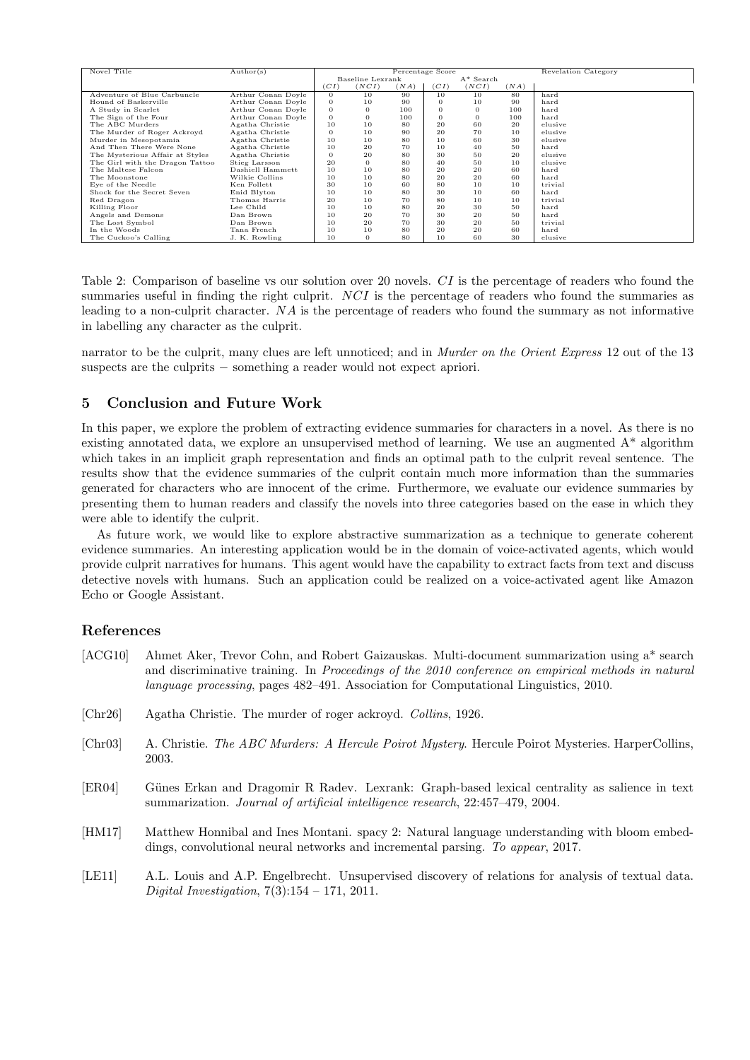| Novel Title | Author(s) | Percentage Score | | | | | | Revelation Category |
|---|---|---|---|---|---|---|---|---|
| | | Baseline Lexrank | | | A* Search | | | |
| | | $(CI)$ | $(NCI)$ | $(NA)$ | $(CI)$ | $(NCI)$ | $(NA)$ | |
| Adventure of Blue Carbuncle | Arthur Conan Doyle | 0 | 10 | 90 | 10 | 10 | 80 | hard |
| Hound of Baskerville | Arthur Conan Doyle | 0 | 10 | 90 | 0 | 10 | 90 | hard |
| A Study in Scarlet | Arthur Conan Doyle | 0 | 0 | 100 | 0 | 0 | 100 | hard |
| The Sign of the Four | Arthur Conan Doyle | 0 | 0 | 100 | 0 | 0 | 100 | hard |
| The ABC Murders | Agatha Christie | 10 | 10 | 80 | 20 | 60 | 20 | elusive |
| The Murder of Roger Ackroyd | Agatha Christie | 0 | 10 | 90 | 20 | 70 | 10 | elusive |
| Murder in Mesopotamia | Agatha Christie | 10 | 10 | 80 | 10 | 60 | 30 | elusive |
| And Then There Were None | Agatha Christie | 10 | 20 | 70 | 10 | 40 | 50 | hard |
| The Mysterious Affair at Styles | Agatha Christie | 0 | 20 | 80 | 30 | 50 | 20 | elusive |
| The Girl with the Dragon Tattoo | Stieg Larsson | 20 | 0 | 80 | 40 | 50 | 10 | elusive |
| The Maltese Falcon | Dashiell Hammett | 10 | 10 | 80 | 20 | 20 | 60 | hard |
| The Moonstone | Wilkie Collins | 10 | 10 | 80 | 20 | 20 | 60 | hard |
| Eye of the Needle | Ken Follett | 30 | 10 | 60 | 80 | 10 | 10 | trivial |
| Shock for the Secret Seven | Enid Blyton | 10 | 10 | 80 | 30 | 10 | 60 | hard |
| Red Dragon | Thomas Harris | 20 | 10 | 70 | 80 | 10 | 10 | trivial |
| Killing Floor | Lee Child | 10 | 10 | 80 | 20 | 30 | 50 | hard |
| Angels and Demons | Dan Brown | 10 | 20 | 70 | 30 | 20 | 50 | hard |
| The Lost Symbol | Dan Brown | 10 | 20 | 70 | 30 | 20 | 50 | trivial |
| In the Woods | Tana French | 10 | 10 | 80 | 20 | 20 | 60 | hard |
| The Cuckoo's Calling | J. K. Rowling | 10 | 0 | 80 | 10 | 60 | 30 | elusive |

Table 2: Comparison of baseline vs our solution over 20 novels. $CI$ is the percentage of readers who found the summaries useful in finding the right culprit. $NCI$ is the percentage of readers who found the summaries as leading to a non-culprit character. $NA$ is the percentage of readers who found the summary as not informative in labelling any character as the culprit.

narrator to be the culprit, many clues are left unnoticed; and in *Murder on the Orient Express* 12 out of the 13 suspects are the culprits − something a reader would not expect apriori.

## 5 Conclusion and Future Work

In this paper, we explore the problem of extracting evidence summaries for characters in a novel. As there is no existing annotated data, we explore an unsupervised method of learning. We use an augmented A* algorithm which takes in an implicit graph representation and finds an optimal path to the culprit reveal sentence. The results show that the evidence summaries of the culprit contain much more information than the summaries generated for characters who are innocent of the crime. Furthermore, we evaluate our evidence summaries by presenting them to human readers and classify the novels into three categories based on the ease in which they were able to identify the culprit.

As future work, we would like to explore abstractive summarization as a technique to generate coherent evidence summaries. An interesting application would be in the domain of voice-activated agents, which would provide culprit narratives for humans. This agent would have the capability to extract facts from text and discuss detective novels with humans. Such an application could be realized on a voice-activated agent like Amazon Echo or Google Assistant.

## References

[ACG10] Ahmet Aker, Trevor Cohn, and Robert Gaizauskas. Multi-document summarization using a* search and discriminative training. In *Proceedings of the 2010 conference on empirical methods in natural language processing*, pages 482–491. Association for Computational Linguistics, 2010.

[Chr26] Agatha Christie. The murder of roger ackroyd. *Collins*, 1926.

[Chr03] A. Christie. *The ABC Murders: A Hercule Poirot Mystery*. Hercule Poirot Mysteries. HarperCollins, 2003.

[ER04] Günes Erkan and Dragomir R Radev. Lexrank: Graph-based lexical centrality as salience in text summarization. *Journal of artificial intelligence research*, 22:457–479, 2004.

[HM17] Matthew Honnibal and Ines Montani. spacy 2: Natural language understanding with bloom embeddings, convolutional neural networks and incremental parsing. *To appear*, 2017.

[LE11] A.L. Louis and A.P. Engelbrecht. Unsupervised discovery of relations for analysis of textual data. *Digital Investigation*, 7(3):154 – 171, 2011.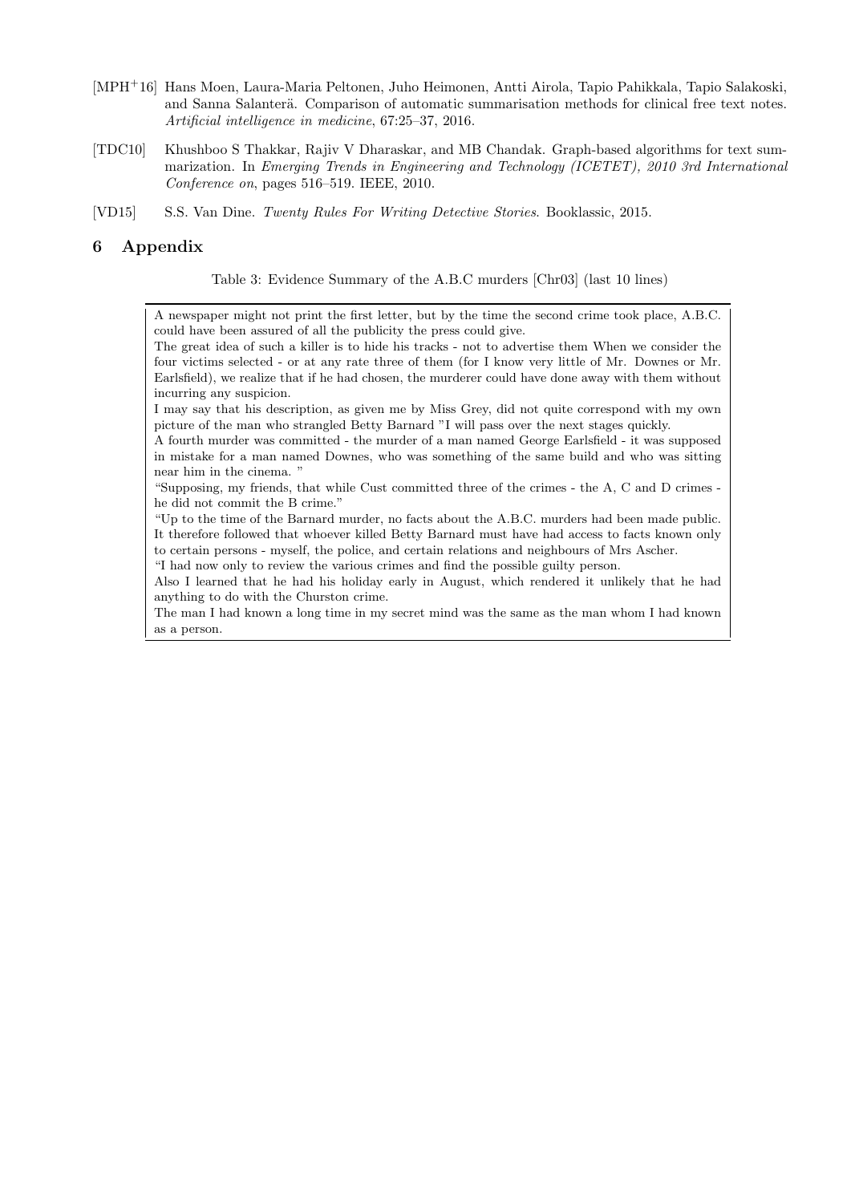[MPH+16] Hans Moen, Laura-Maria Peltonen, Juho Heimonen, Antti Airola, Tapio Pahikkala, Tapio Salakoski, and Sanna Salanterä. Comparison of automatic summarisation methods for clinical free text notes. *Artificial intelligence in medicine*, 67:25–37, 2016.

[TDC10] Khushboo S Thakkar, Rajiv V Dharaskar, and MB Chandak. Graph-based algorithms for text summarization. In *Emerging Trends in Engineering and Technology (ICETET), 2010 3rd International Conference on*, pages 516–519. IEEE, 2010.

[VD15] S.S. Van Dine. *Twenty Rules For Writing Detective Stories*. Booklassic, 2015.

## 6 Appendix

Table 3: Evidence Summary of the A.B.C murders [Chr03] (last 10 lines)

| |
|---|
| A newspaper might not print the first letter, but by the time the second crime took place, A.B.C. could have been assured of all the publicity the press could give. |
| The great idea of such a killer is to hide his tracks - not to advertise them When we consider the four victims selected - or at any rate three of them (for I know very little of Mr. Downes or Mr. Earlsfield), we realize that if he had chosen, the murderer could have done away with them without incurring any suspicion. |
| I may say that his description, as given me by Miss Grey, did not quite correspond with my own picture of the man who strangled Betty Barnard "I will pass over the next stages quickly. |
| A fourth murder was committed - the murder of a man named George Earlsfield - it was supposed in mistake for a man named Downes, who was something of the same build and who was sitting near him in the cinema. " |
| "Supposing, my friends, that while Cust committed three of the crimes - the A, C and D crimes - he did not commit the B crime." |
| "Up to the time of the Barnard murder, no facts about the A.B.C. murders had been made public. It therefore followed that whoever killed Betty Barnard must have had access to facts known only to certain persons - myself, the police, and certain relations and neighbours of Mrs Ascher. |
| "I had now only to review the various crimes and find the possible guilty person. |
| Also I learned that he had his holiday early in August, which rendered it unlikely that he had anything to do with the Churston crime. |
| The man I had known a long time in my secret mind was the same as the man whom I had known as a person. |